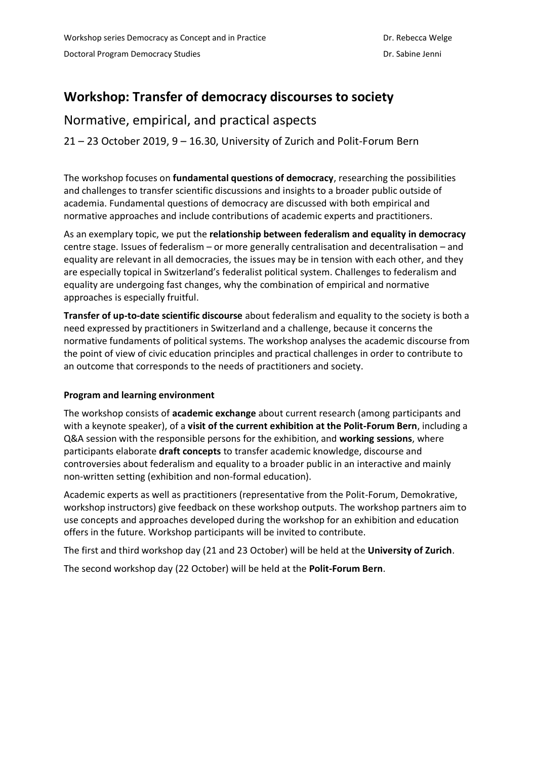Workshop series Democracy as Concept and in Practice — Dr. Rebecca Welge

Doctoral Program Democracy Studies — Dr. Sabine Jenni

# Workshop: Transfer of democracy discourses to society

## Normative, empirical, and practical aspects

21 – 23 October 2019, 9 – 16.30, University of Zurich and Polit-Forum Bern

The workshop focuses on **fundamental questions of democracy**, researching the possibilities and challenges to transfer scientific discussions and insights to a broader public outside of academia. Fundamental questions of democracy are discussed with both empirical and normative approaches and include contributions of academic experts and practitioners.

As an exemplary topic, we put the **relationship between federalism and equality in democracy** centre stage. Issues of federalism – or more generally centralisation and decentralisation – and equality are relevant in all democracies, the issues may be in tension with each other, and they are especially topical in Switzerland's federalist political system. Challenges to federalism and equality are undergoing fast changes, why the combination of empirical and normative approaches is especially fruitful.

**Transfer of up-to-date scientific discourse** about federalism and equality to the society is both a need expressed by practitioners in Switzerland and a challenge, because it concerns the normative fundaments of political systems. The workshop analyses the academic discourse from the point of view of civic education principles and practical challenges in order to contribute to an outcome that corresponds to the needs of practitioners and society.

### Program and learning environment

The workshop consists of **academic exchange** about current research (among participants and with a keynote speaker), of a **visit of the current exhibition at the Polit-Forum Bern**, including a Q&A session with the responsible persons for the exhibition, and **working sessions**, where participants elaborate **draft concepts** to transfer academic knowledge, discourse and controversies about federalism and equality to a broader public in an interactive and mainly non-written setting (exhibition and non-formal education).

Academic experts as well as practitioners (representative from the Polit-Forum, Demokrative, workshop instructors) give feedback on these workshop outputs. The workshop partners aim to use concepts and approaches developed during the workshop for an exhibition and education offers in the future. Workshop participants will be invited to contribute.

The first and third workshop day (21 and 23 October) will be held at the **University of Zurich**.

The second workshop day (22 October) will be held at the **Polit-Forum Bern**.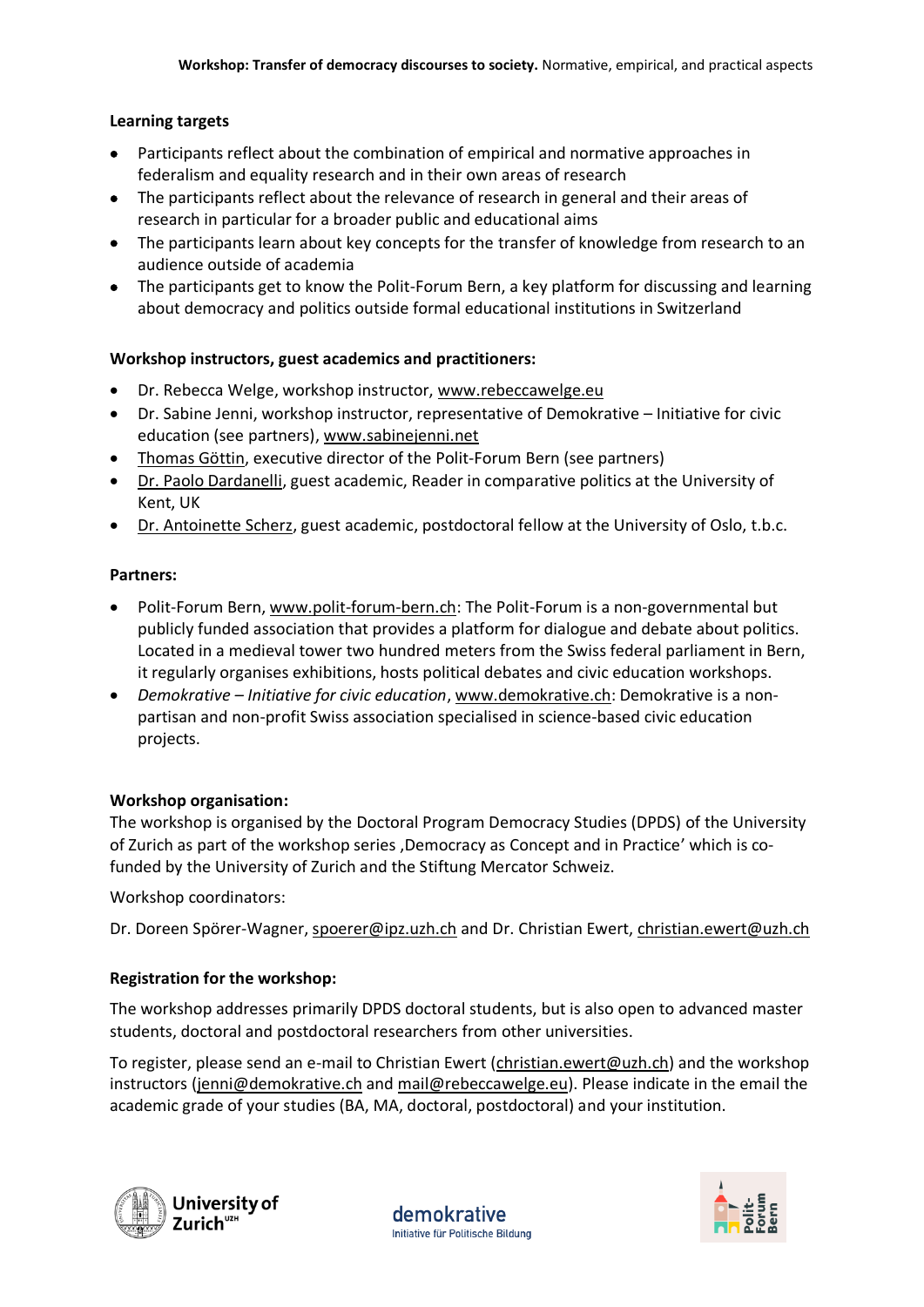### Learning targets

- Participants reflect about the combination of empirical and normative approaches in federalism and equality research and in their own areas of research
- The participants reflect about the relevance of research in general and their areas of research in particular for a broader public and educational aims
- The participants learn about key concepts for the transfer of knowledge from research to an audience outside of academia
- The participants get to know the Polit-Forum Bern, a key platform for discussing and learning about democracy and politics outside formal educational institutions in Switzerland

### Workshop instructors, guest academics and practitioners:

- Dr. Rebecca Welge, workshop instructor, www.rebeccawelge.eu
- Dr. Sabine Jenni, workshop instructor, representative of Demokrative – Initiative for civic education (see partners), www.sabinejenni.net
- Thomas Göttin, executive director of the Polit-Forum Bern (see partners)
- Dr. Paolo Dardanelli, guest academic, Reader in comparative politics at the University of Kent, UK
- Dr. Antoinette Scherz, guest academic, postdoctoral fellow at the University of Oslo, t.b.c.

### Partners:

- Polit-Forum Bern, www.polit-forum-bern.ch: The Polit-Forum is a non-governmental but publicly funded association that provides a platform for dialogue and debate about politics. Located in a medieval tower two hundred meters from the Swiss federal parliament in Bern, it regularly organises exhibitions, hosts political debates and civic education workshops.
- *Demokrative – Initiative for civic education*, www.demokrative.ch: Demokrative is a non-partisan and non-profit Swiss association specialised in science-based civic education projects.

### Workshop organisation:

The workshop is organised by the Doctoral Program Democracy Studies (DPDS) of the University of Zurich as part of the workshop series ‚Democracy as Concept and in Practice' which is co-funded by the University of Zurich and the Stiftung Mercator Schweiz.

Workshop coordinators:

Dr. Doreen Spörer-Wagner, spoerer@ipz.uzh.ch and Dr. Christian Ewert, christian.ewert@uzh.ch

### Registration for the workshop:

The workshop addresses primarily DPDS doctoral students, but is also open to advanced master students, doctoral and postdoctoral researchers from other universities.

To register, please send an e-mail to Christian Ewert (christian.ewert@uzh.ch) and the workshop instructors (jenni@demokrative.ch and mail@rebeccawelge.eu). Please indicate in the email the academic grade of your studies (BA, MA, doctoral, postdoctoral) and your institution.

University of Zurich[UZH]

demokrative
Initiative für Politische Bildung

Polit-Forum Bern